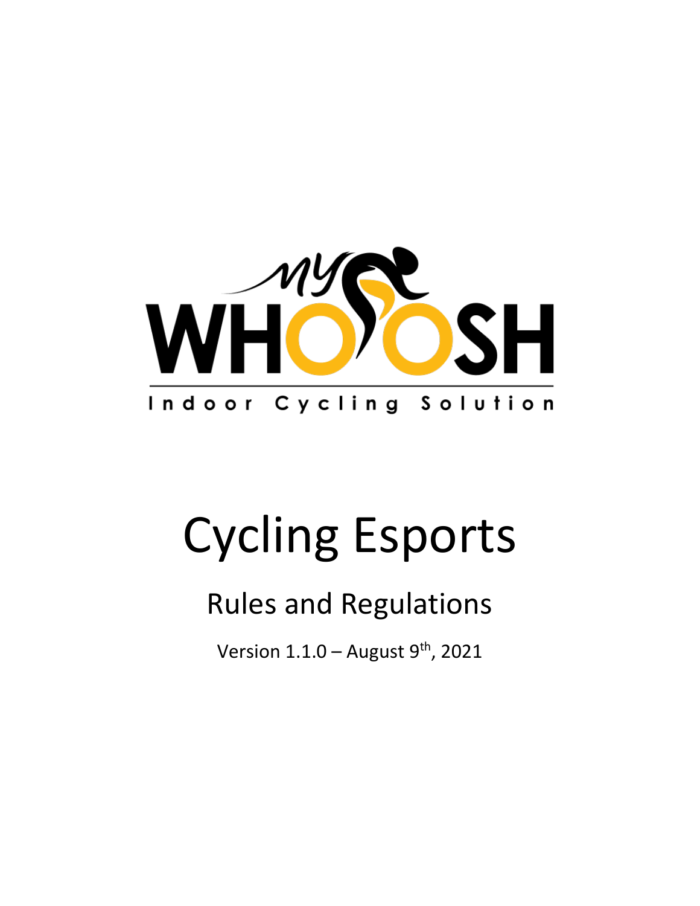MyWHOOSH

Indoor Cycling Solution

# Cycling Esports

## Rules and Regulations

Version 1.1.0 – August 9th, 2021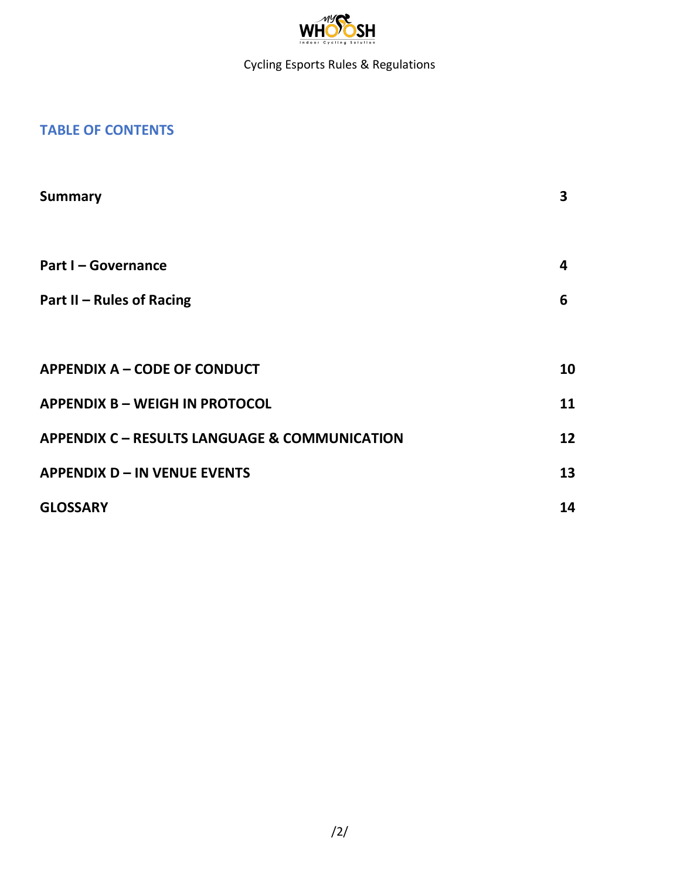## TABLE OF CONTENTS

| | |
|---|---|
| **Summary** | **3** |
| **Part I – Governance** | **4** |
| **Part II – Rules of Racing** | **6** |
| **APPENDIX A – CODE OF CONDUCT** | **10** |
| **APPENDIX B – WEIGH IN PROTOCOL** | **11** |
| **APPENDIX C – RESULTS LANGUAGE & COMMUNICATION** | **12** |
| **APPENDIX D – IN VENUE EVENTS** | **13** |
| **GLOSSARY** | **14** |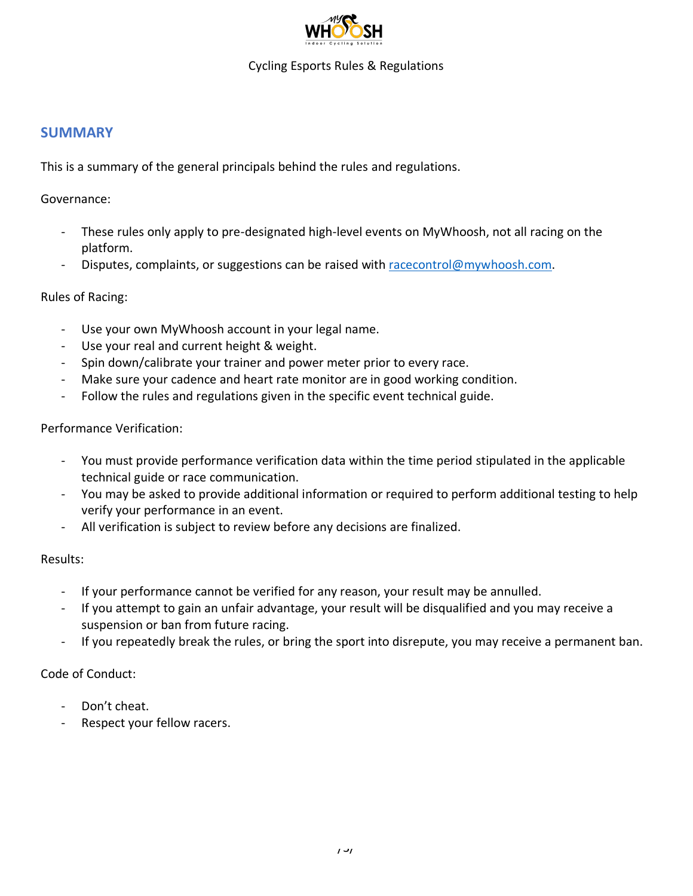## SUMMARY

This is a summary of the general principals behind the rules and regulations.

Governance:

- These rules only apply to pre-designated high-level events on MyWhoosh, not all racing on the platform.
- Disputes, complaints, or suggestions can be raised with racecontrol@mywhoosh.com.

Rules of Racing:

- Use your own MyWhoosh account in your legal name.
- Use your real and current height & weight.
- Spin down/calibrate your trainer and power meter prior to every race.
- Make sure your cadence and heart rate monitor are in good working condition.
- Follow the rules and regulations given in the specific event technical guide.

Performance Verification:

- You must provide performance verification data within the time period stipulated in the applicable technical guide or race communication.
- You may be asked to provide additional information or required to perform additional testing to help verify your performance in an event.
- All verification is subject to review before any decisions are finalized.

Results:

- If your performance cannot be verified for any reason, your result may be annulled.
- If you attempt to gain an unfair advantage, your result will be disqualified and you may receive a suspension or ban from future racing.
- If you repeatedly break the rules, or bring the sport into disrepute, you may receive a permanent ban.

Code of Conduct:

- Don't cheat.
- Respect your fellow racers.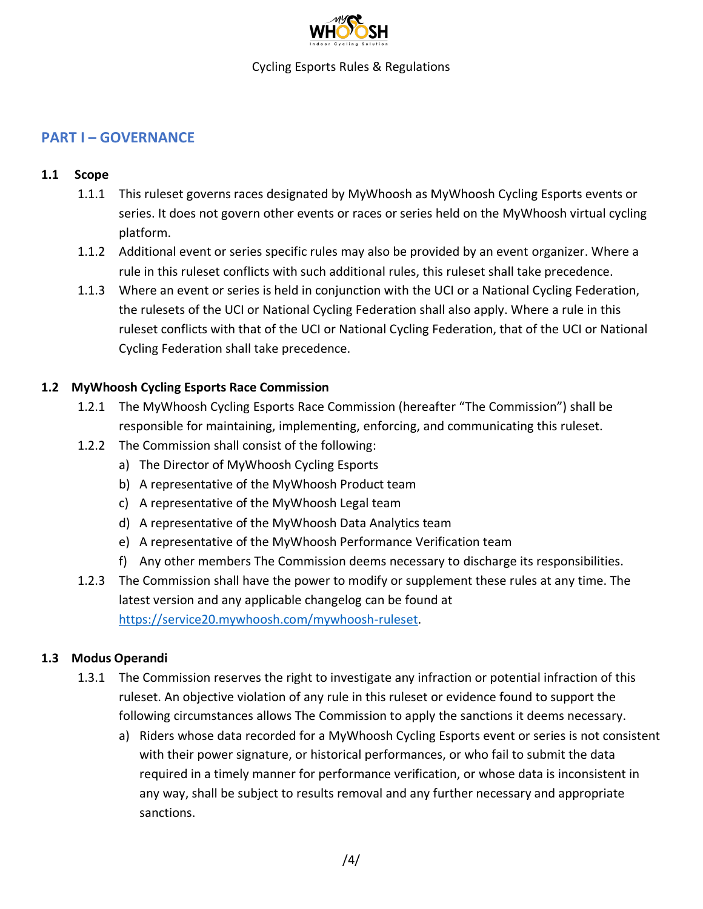Cycling Esports Rules & Regulations

## PART I – GOVERNANCE

### 1.1 Scope

1.1.1 This ruleset governs races designated by MyWhoosh as MyWhoosh Cycling Esports events or series. It does not govern other events or races or series held on the MyWhoosh virtual cycling platform.

1.1.2 Additional event or series specific rules may also be provided by an event organizer. Where a rule in this ruleset conflicts with such additional rules, this ruleset shall take precedence.

1.1.3 Where an event or series is held in conjunction with the UCI or a National Cycling Federation, the rulesets of the UCI or National Cycling Federation shall also apply. Where a rule in this ruleset conflicts with that of the UCI or National Cycling Federation, that of the UCI or National Cycling Federation shall take precedence.

### 1.2 MyWhoosh Cycling Esports Race Commission

1.2.1 The MyWhoosh Cycling Esports Race Commission (hereafter "The Commission") shall be responsible for maintaining, implementing, enforcing, and communicating this ruleset.

1.2.2 The Commission shall consist of the following:

a) The Director of MyWhoosh Cycling Esports
b) A representative of the MyWhoosh Product team
c) A representative of the MyWhoosh Legal team
d) A representative of the MyWhoosh Data Analytics team
e) A representative of the MyWhoosh Performance Verification team
f) Any other members The Commission deems necessary to discharge its responsibilities.

1.2.3 The Commission shall have the power to modify or supplement these rules at any time. The latest version and any applicable changelog can be found at [https://service20.mywhoosh.com/mywhoosh-ruleset](https://service20.mywhoosh.com/mywhoosh-ruleset).

### 1.3 Modus Operandi

1.3.1 The Commission reserves the right to investigate any infraction or potential infraction of this ruleset. An objective violation of any rule in this ruleset or evidence found to support the following circumstances allows The Commission to apply the sanctions it deems necessary.

a) Riders whose data recorded for a MyWhoosh Cycling Esports event or series is not consistent with their power signature, or historical performances, or who fail to submit the data required in a timely manner for performance verification, or whose data is inconsistent in any way, shall be subject to results removal and any further necessary and appropriate sanctions.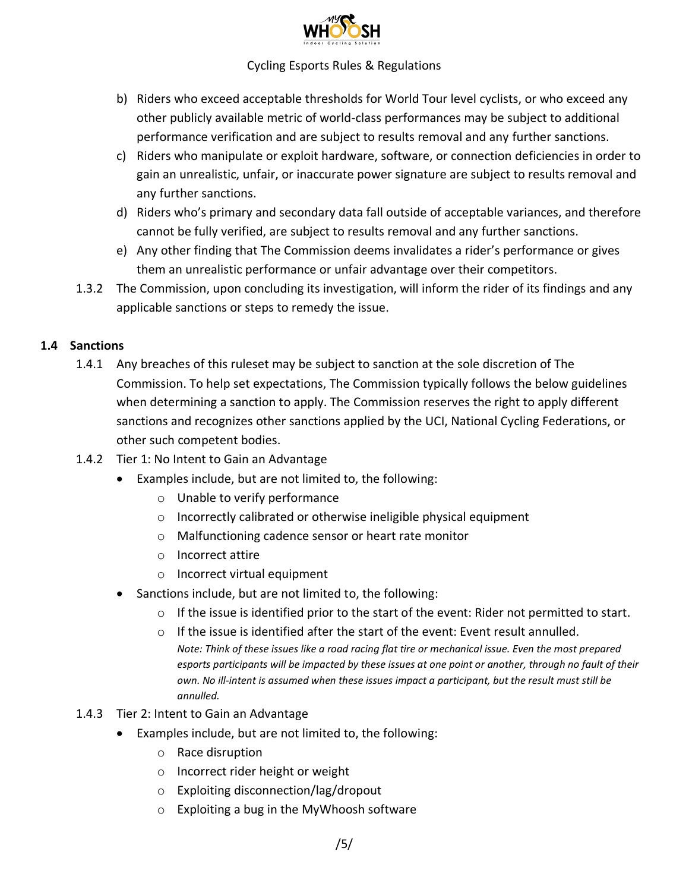b) Riders who exceed acceptable thresholds for World Tour level cyclists, or who exceed any other publicly available metric of world-class performances may be subject to additional performance verification and are subject to results removal and any further sanctions.

c) Riders who manipulate or exploit hardware, software, or connection deficiencies in order to gain an unrealistic, unfair, or inaccurate power signature are subject to results removal and any further sanctions.

d) Riders who's primary and secondary data fall outside of acceptable variances, and therefore cannot be fully verified, are subject to results removal and any further sanctions.

e) Any other finding that The Commission deems invalidates a rider's performance or gives them an unrealistic performance or unfair advantage over their competitors.

1.3.2 The Commission, upon concluding its investigation, will inform the rider of its findings and any applicable sanctions or steps to remedy the issue.

### 1.4 Sanctions

1.4.1 Any breaches of this ruleset may be subject to sanction at the sole discretion of The Commission. To help set expectations, The Commission typically follows the below guidelines when determining a sanction to apply. The Commission reserves the right to apply different sanctions and recognizes other sanctions applied by the UCI, National Cycling Federations, or other such competent bodies.

1.4.2 Tier 1: No Intent to Gain an Advantage

- Examples include, but are not limited to, the following:
  - Unable to verify performance
  - Incorrectly calibrated or otherwise ineligible physical equipment
  - Malfunctioning cadence sensor or heart rate monitor
  - Incorrect attire
  - Incorrect virtual equipment
- Sanctions include, but are not limited to, the following:
  - If the issue is identified prior to the start of the event: Rider not permitted to start.
  - If the issue is identified after the start of the event: Event result annulled.
    *Note: Think of these issues like a road racing flat tire or mechanical issue. Even the most prepared esports participants will be impacted by these issues at one point or another, through no fault of their own. No ill-intent is assumed when these issues impact a participant, but the result must still be annulled.*

1.4.3 Tier 2: Intent to Gain an Advantage

- Examples include, but are not limited to, the following:
  - Race disruption
  - Incorrect rider height or weight
  - Exploiting disconnection/lag/dropout
  - Exploiting a bug in the MyWhoosh software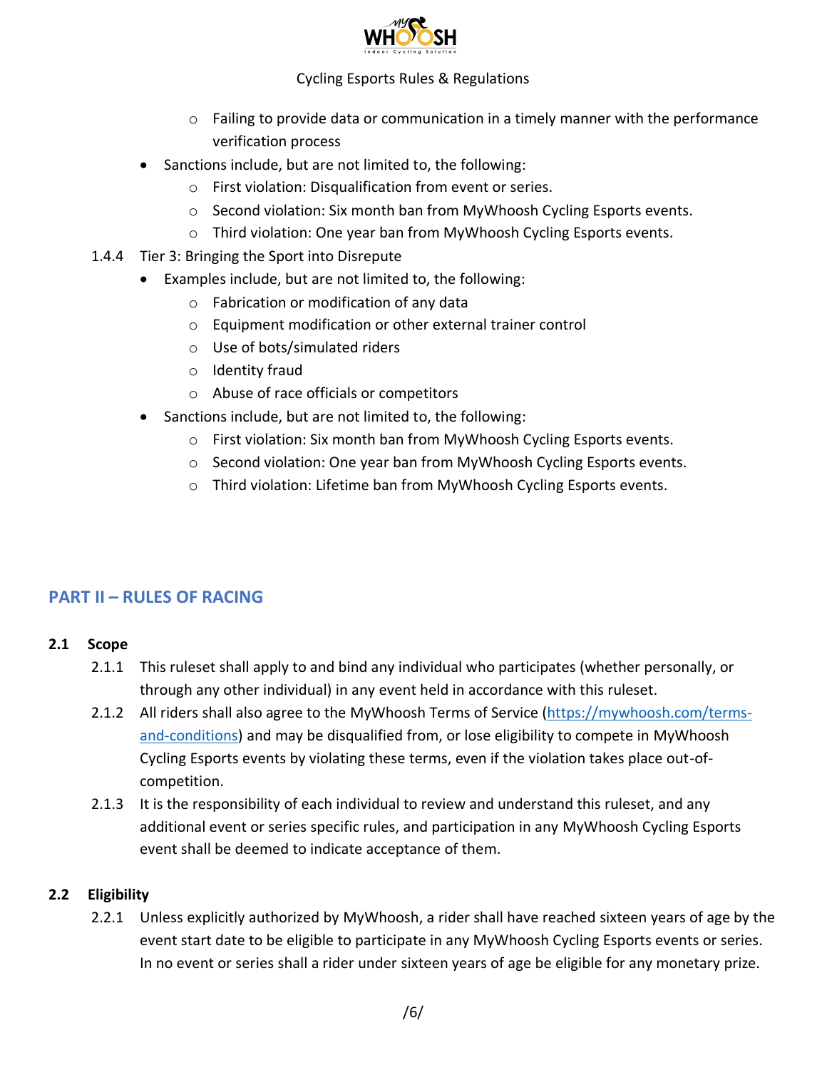- Failing to provide data or communication in a timely manner with the performance verification process
- Sanctions include, but are not limited to, the following:
  - First violation: Disqualification from event or series.
  - Second violation: Six month ban from MyWhoosh Cycling Esports events.
  - Third violation: One year ban from MyWhoosh Cycling Esports events.

1.4.4 Tier 3: Bringing the Sport into Disrepute

- Examples include, but are not limited to, the following:
  - Fabrication or modification of any data
  - Equipment modification or other external trainer control
  - Use of bots/simulated riders
  - Identity fraud
  - Abuse of race officials or competitors
- Sanctions include, but are not limited to, the following:
  - First violation: Six month ban from MyWhoosh Cycling Esports events.
  - Second violation: One year ban from MyWhoosh Cycling Esports events.
  - Third violation: Lifetime ban from MyWhoosh Cycling Esports events.

## PART II – RULES OF RACING

### 2.1 Scope

2.1.1 This ruleset shall apply to and bind any individual who participates (whether personally, or through any other individual) in any event held in accordance with this ruleset.

2.1.2 All riders shall also agree to the MyWhoosh Terms of Service (https://mywhoosh.com/terms-and-conditions) and may be disqualified from, or lose eligibility to compete in MyWhoosh Cycling Esports events by violating these terms, even if the violation takes place out-of-competition.

2.1.3 It is the responsibility of each individual to review and understand this ruleset, and any additional event or series specific rules, and participation in any MyWhoosh Cycling Esports event shall be deemed to indicate acceptance of them.

### 2.2 Eligibility

2.2.1 Unless explicitly authorized by MyWhoosh, a rider shall have reached sixteen years of age by the event start date to be eligible to participate in any MyWhoosh Cycling Esports events or series. In no event or series shall a rider under sixteen years of age be eligible for any monetary prize.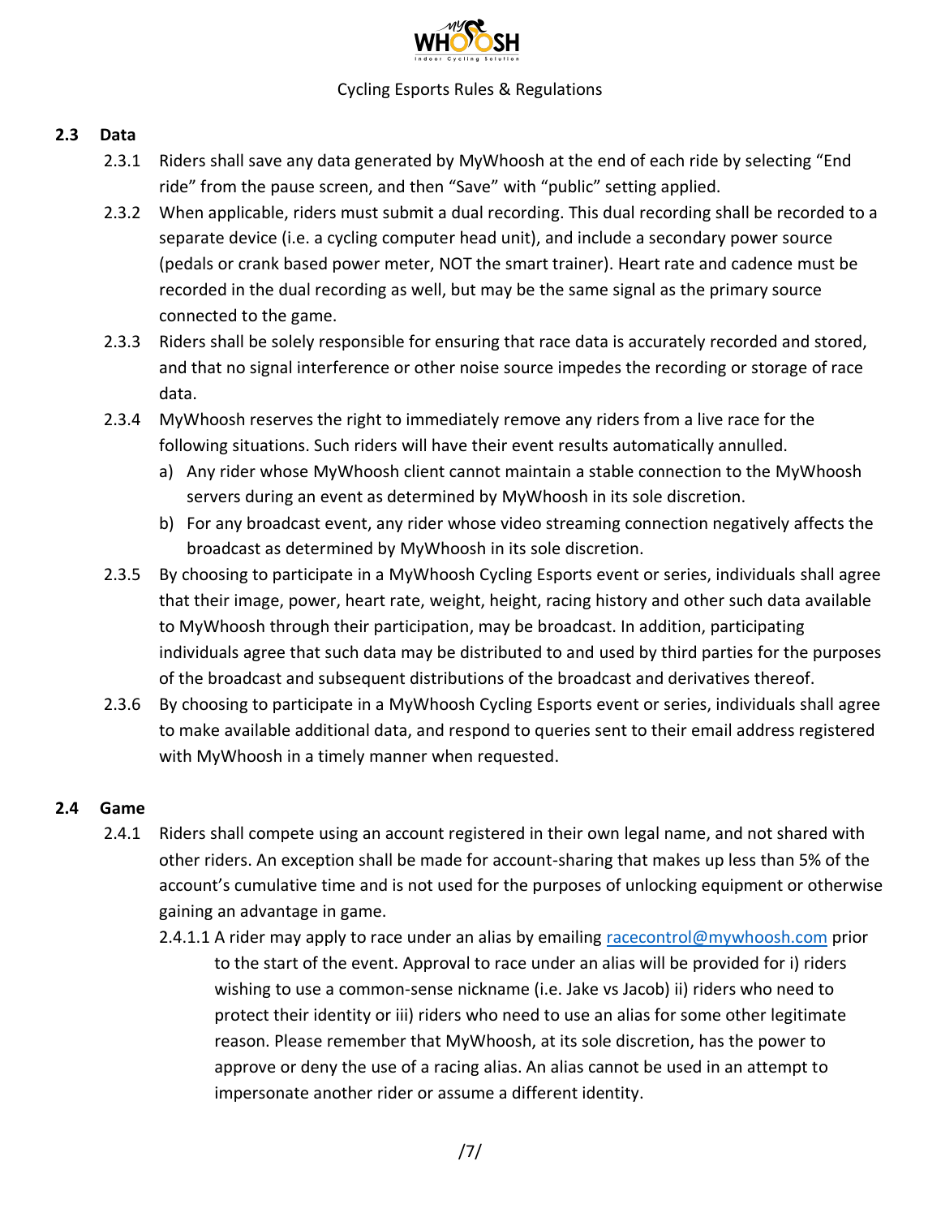## 2.3 Data

2.3.1 Riders shall save any data generated by MyWhoosh at the end of each ride by selecting "End ride" from the pause screen, and then "Save" with "public" setting applied.

2.3.2 When applicable, riders must submit a dual recording. This dual recording shall be recorded to a separate device (i.e. a cycling computer head unit), and include a secondary power source (pedals or crank based power meter, NOT the smart trainer). Heart rate and cadence must be recorded in the dual recording as well, but may be the same signal as the primary source connected to the game.

2.3.3 Riders shall be solely responsible for ensuring that race data is accurately recorded and stored, and that no signal interference or other noise source impedes the recording or storage of race data.

2.3.4 MyWhoosh reserves the right to immediately remove any riders from a live race for the following situations. Such riders will have their event results automatically annulled.

a) Any rider whose MyWhoosh client cannot maintain a stable connection to the MyWhoosh servers during an event as determined by MyWhoosh in its sole discretion.

b) For any broadcast event, any rider whose video streaming connection negatively affects the broadcast as determined by MyWhoosh in its sole discretion.

2.3.5 By choosing to participate in a MyWhoosh Cycling Esports event or series, individuals shall agree that their image, power, heart rate, weight, height, racing history and other such data available to MyWhoosh through their participation, may be broadcast. In addition, participating individuals agree that such data may be distributed to and used by third parties for the purposes of the broadcast and subsequent distributions of the broadcast and derivatives thereof.

2.3.6 By choosing to participate in a MyWhoosh Cycling Esports event or series, individuals shall agree to make available additional data, and respond to queries sent to their email address registered with MyWhoosh in a timely manner when requested.

## 2.4 Game

2.4.1 Riders shall compete using an account registered in their own legal name, and not shared with other riders. An exception shall be made for account-sharing that makes up less than 5% of the account's cumulative time and is not used for the purposes of unlocking equipment or otherwise gaining an advantage in game.

2.4.1.1 A rider may apply to race under an alias by emailing racecontrol@mywhoosh.com prior to the start of the event. Approval to race under an alias will be provided for i) riders wishing to use a common-sense nickname (i.e. Jake vs Jacob) ii) riders who need to protect their identity or iii) riders who need to use an alias for some other legitimate reason. Please remember that MyWhoosh, at its sole discretion, has the power to approve or deny the use of a racing alias. An alias cannot be used in an attempt to impersonate another rider or assume a different identity.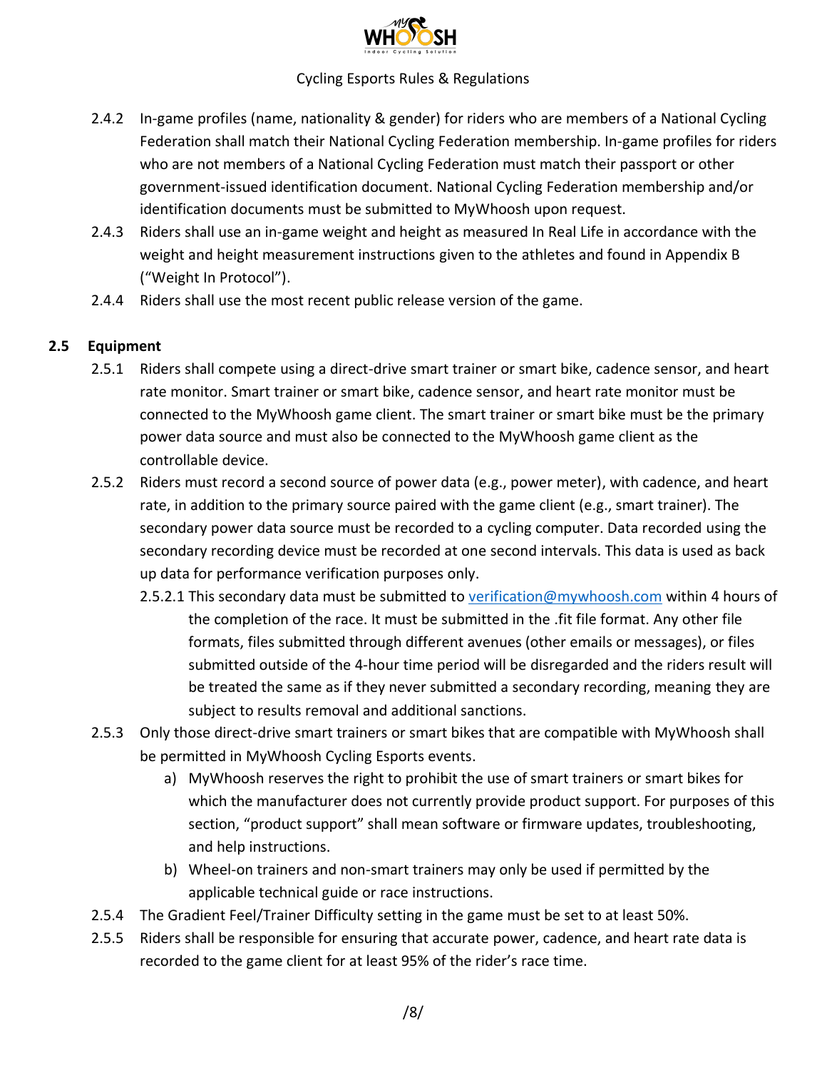2.4.2 In-game profiles (name, nationality & gender) for riders who are members of a National Cycling Federation shall match their National Cycling Federation membership. In-game profiles for riders who are not members of a National Cycling Federation must match their passport or other government-issued identification document. National Cycling Federation membership and/or identification documents must be submitted to MyWhoosh upon request.

2.4.3 Riders shall use an in-game weight and height as measured In Real Life in accordance with the weight and height measurement instructions given to the athletes and found in Appendix B ("Weight In Protocol").

2.4.4 Riders shall use the most recent public release version of the game.

## 2.5 Equipment

2.5.1 Riders shall compete using a direct-drive smart trainer or smart bike, cadence sensor, and heart rate monitor. Smart trainer or smart bike, cadence sensor, and heart rate monitor must be connected to the MyWhoosh game client. The smart trainer or smart bike must be the primary power data source and must also be connected to the MyWhoosh game client as the controllable device.

2.5.2 Riders must record a second source of power data (e.g., power meter), with cadence, and heart rate, in addition to the primary source paired with the game client (e.g., smart trainer). The secondary power data source must be recorded to a cycling computer. Data recorded using the secondary recording device must be recorded at one second intervals. This data is used as back up data for performance verification purposes only.

2.5.2.1 This secondary data must be submitted to verification@mywhoosh.com within 4 hours of the completion of the race. It must be submitted in the .fit file format. Any other file formats, files submitted through different avenues (other emails or messages), or files submitted outside of the 4-hour time period will be disregarded and the riders result will be treated the same as if they never submitted a secondary recording, meaning they are subject to results removal and additional sanctions.

2.5.3 Only those direct-drive smart trainers or smart bikes that are compatible with MyWhoosh shall be permitted in MyWhoosh Cycling Esports events.

a) MyWhoosh reserves the right to prohibit the use of smart trainers or smart bikes for which the manufacturer does not currently provide product support. For purposes of this section, "product support" shall mean software or firmware updates, troubleshooting, and help instructions.

b) Wheel-on trainers and non-smart trainers may only be used if permitted by the applicable technical guide or race instructions.

2.5.4 The Gradient Feel/Trainer Difficulty setting in the game must be set to at least 50%.

2.5.5 Riders shall be responsible for ensuring that accurate power, cadence, and heart rate data is recorded to the game client for at least 95% of the rider's race time.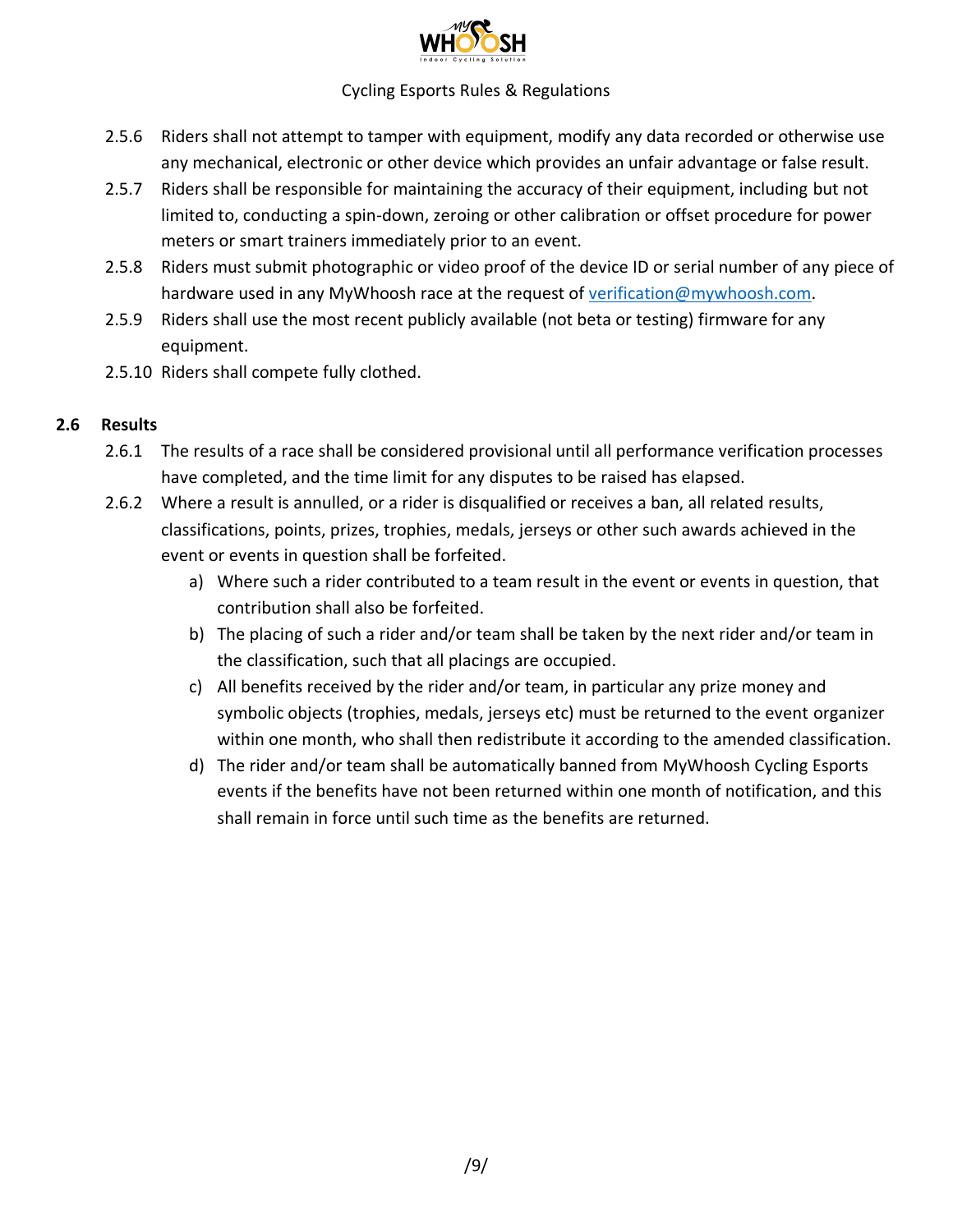2.5.6 Riders shall not attempt to tamper with equipment, modify any data recorded or otherwise use any mechanical, electronic or other device which provides an unfair advantage or false result.

2.5.7 Riders shall be responsible for maintaining the accuracy of their equipment, including but not limited to, conducting a spin-down, zeroing or other calibration or offset procedure for power meters or smart trainers immediately prior to an event.

2.5.8 Riders must submit photographic or video proof of the device ID or serial number of any piece of hardware used in any MyWhoosh race at the request of verification@mywhoosh.com.

2.5.9 Riders shall use the most recent publicly available (not beta or testing) firmware for any equipment.

2.5.10 Riders shall compete fully clothed.

### 2.6 Results

2.6.1 The results of a race shall be considered provisional until all performance verification processes have completed, and the time limit for any disputes to be raised has elapsed.

2.6.2 Where a result is annulled, or a rider is disqualified or receives a ban, all related results, classifications, points, prizes, trophies, medals, jerseys or other such awards achieved in the event or events in question shall be forfeited.

- a) Where such a rider contributed to a team result in the event or events in question, that contribution shall also be forfeited.
- b) The placing of such a rider and/or team shall be taken by the next rider and/or team in the classification, such that all placings are occupied.
- c) All benefits received by the rider and/or team, in particular any prize money and symbolic objects (trophies, medals, jerseys etc) must be returned to the event organizer within one month, who shall then redistribute it according to the amended classification.
- d) The rider and/or team shall be automatically banned from MyWhoosh Cycling Esports events if the benefits have not been returned within one month of notification, and this shall remain in force until such time as the benefits are returned.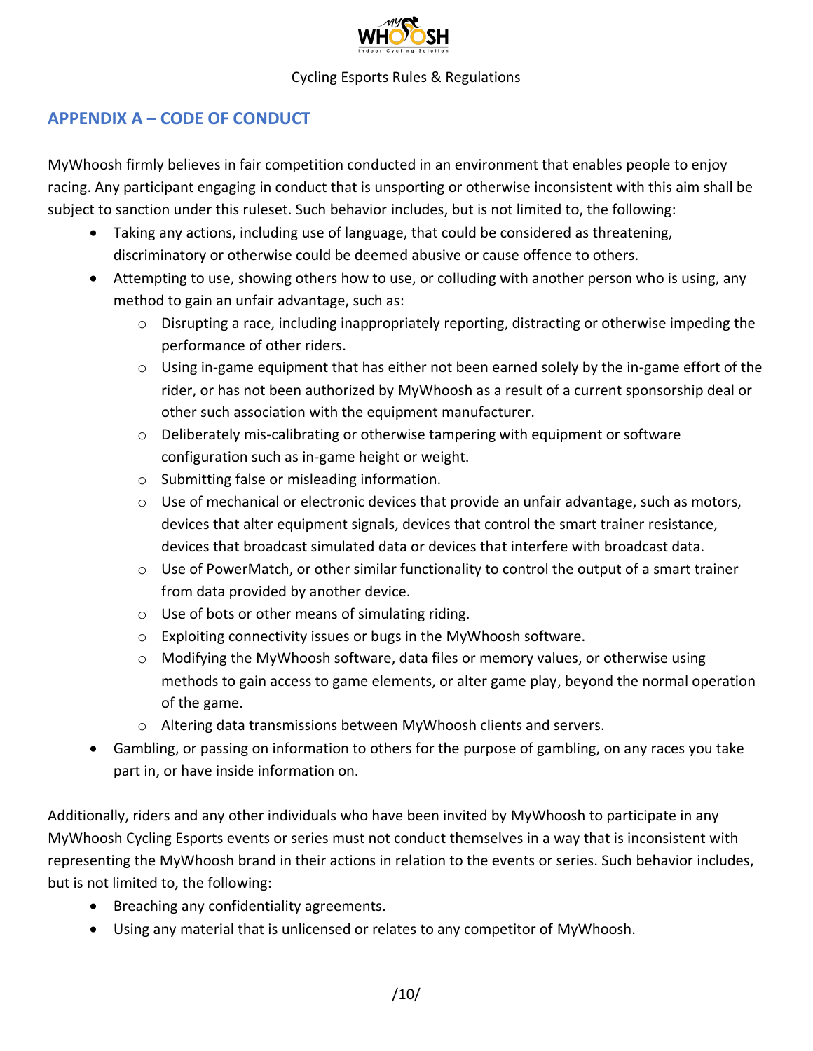## APPENDIX A – CODE OF CONDUCT

MyWhoosh firmly believes in fair competition conducted in an environment that enables people to enjoy racing. Any participant engaging in conduct that is unsporting or otherwise inconsistent with this aim shall be subject to sanction under this ruleset. Such behavior includes, but is not limited to, the following:

- Taking any actions, including use of language, that could be considered as threatening, discriminatory or otherwise could be deemed abusive or cause offence to others.
- Attempting to use, showing others how to use, or colluding with another person who is using, any method to gain an unfair advantage, such as:
  - Disrupting a race, including inappropriately reporting, distracting or otherwise impeding the performance of other riders.
  - Using in-game equipment that has either not been earned solely by the in-game effort of the rider, or has not been authorized by MyWhoosh as a result of a current sponsorship deal or other such association with the equipment manufacturer.
  - Deliberately mis-calibrating or otherwise tampering with equipment or software configuration such as in-game height or weight.
  - Submitting false or misleading information.
  - Use of mechanical or electronic devices that provide an unfair advantage, such as motors, devices that alter equipment signals, devices that control the smart trainer resistance, devices that broadcast simulated data or devices that interfere with broadcast data.
  - Use of PowerMatch, or other similar functionality to control the output of a smart trainer from data provided by another device.
  - Use of bots or other means of simulating riding.
  - Exploiting connectivity issues or bugs in the MyWhoosh software.
  - Modifying the MyWhoosh software, data files or memory values, or otherwise using methods to gain access to game elements, or alter game play, beyond the normal operation of the game.
  - Altering data transmissions between MyWhoosh clients and servers.
- Gambling, or passing on information to others for the purpose of gambling, on any races you take part in, or have inside information on.

Additionally, riders and any other individuals who have been invited by MyWhoosh to participate in any MyWhoosh Cycling Esports events or series must not conduct themselves in a way that is inconsistent with representing the MyWhoosh brand in their actions in relation to the events or series. Such behavior includes, but is not limited to, the following:

- Breaching any confidentiality agreements.
- Using any material that is unlicensed or relates to any competitor of MyWhoosh.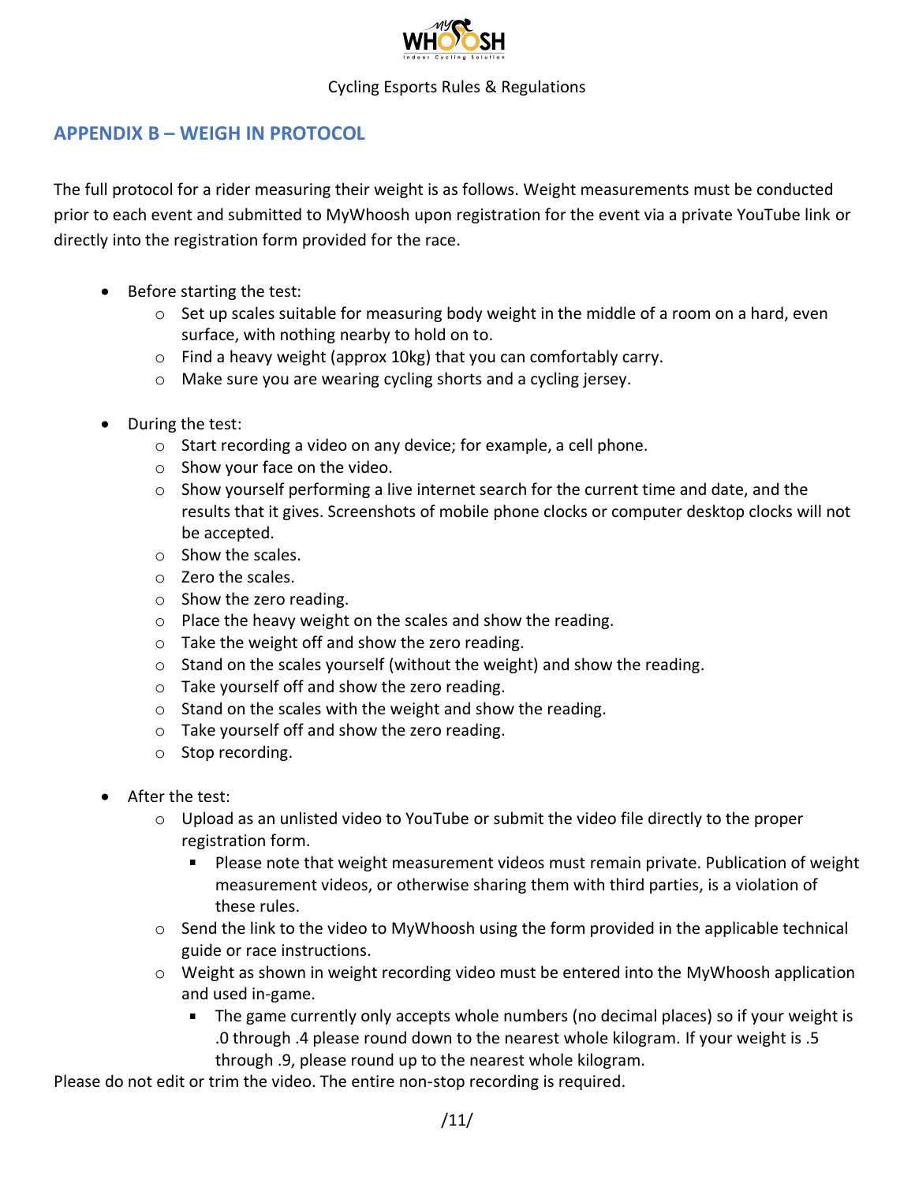## APPENDIX B – WEIGH IN PROTOCOL

The full protocol for a rider measuring their weight is as follows. Weight measurements must be conducted prior to each event and submitted to MyWhoosh upon registration for the event via a private YouTube link or directly into the registration form provided for the race.

- Before starting the test:
  - Set up scales suitable for measuring body weight in the middle of a room on a hard, even surface, with nothing nearby to hold on to.
  - Find a heavy weight (approx 10kg) that you can comfortably carry.
  - Make sure you are wearing cycling shorts and a cycling jersey.

- During the test:
  - Start recording a video on any device; for example, a cell phone.
  - Show your face on the video.
  - Show yourself performing a live internet search for the current time and date, and the results that it gives. Screenshots of mobile phone clocks or computer desktop clocks will not be accepted.
  - Show the scales.
  - Zero the scales.
  - Show the zero reading.
  - Place the heavy weight on the scales and show the reading.
  - Take the weight off and show the zero reading.
  - Stand on the scales yourself (without the weight) and show the reading.
  - Take yourself off and show the zero reading.
  - Stand on the scales with the weight and show the reading.
  - Take yourself off and show the zero reading.
  - Stop recording.

- After the test:
  - Upload as an unlisted video to YouTube or submit the video file directly to the proper registration form.
    - Please note that weight measurement videos must remain private. Publication of weight measurement videos, or otherwise sharing them with third parties, is a violation of these rules.
  - Send the link to the video to MyWhoosh using the form provided in the applicable technical guide or race instructions.
  - Weight as shown in weight recording video must be entered into the MyWhoosh application and used in-game.
    - The game currently only accepts whole numbers (no decimal places) so if your weight is .0 through .4 please round down to the nearest whole kilogram. If your weight is .5 through .9, please round up to the nearest whole kilogram.

Please do not edit or trim the video. The entire non-stop recording is required.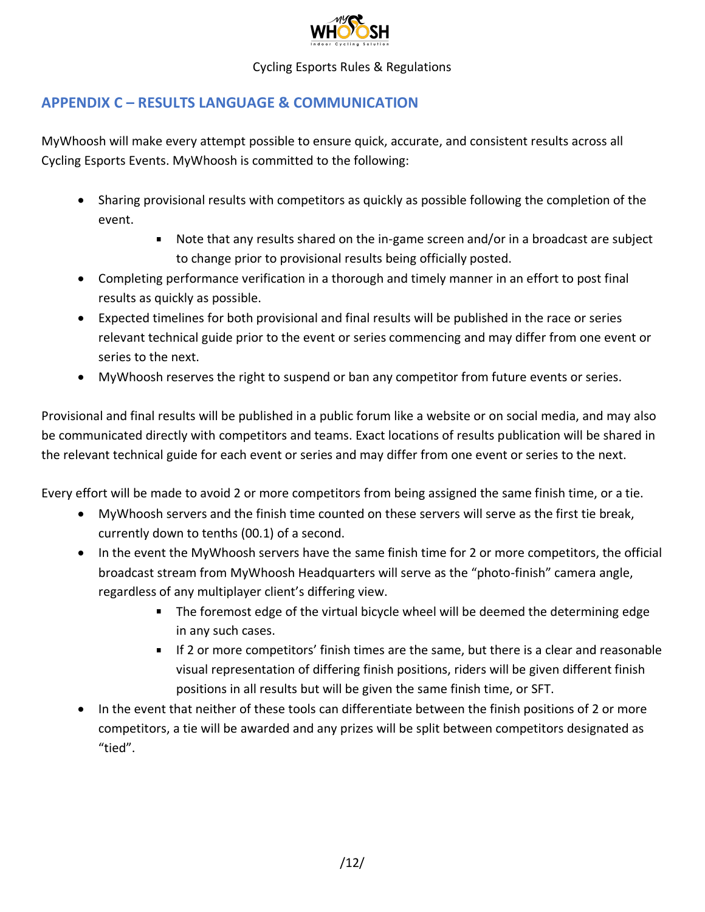## APPENDIX C – RESULTS LANGUAGE & COMMUNICATION

MyWhoosh will make every attempt possible to ensure quick, accurate, and consistent results across all Cycling Esports Events. MyWhoosh is committed to the following:

- Sharing provisional results with competitors as quickly as possible following the completion of the event.
    - Note that any results shared on the in-game screen and/or in a broadcast are subject to change prior to provisional results being officially posted.
- Completing performance verification in a thorough and timely manner in an effort to post final results as quickly as possible.
- Expected timelines for both provisional and final results will be published in the race or series relevant technical guide prior to the event or series commencing and may differ from one event or series to the next.
- MyWhoosh reserves the right to suspend or ban any competitor from future events or series.

Provisional and final results will be published in a public forum like a website or on social media, and may also be communicated directly with competitors and teams. Exact locations of results publication will be shared in the relevant technical guide for each event or series and may differ from one event or series to the next.

Every effort will be made to avoid 2 or more competitors from being assigned the same finish time, or a tie.

- MyWhoosh servers and the finish time counted on these servers will serve as the first tie break, currently down to tenths (00.1) of a second.
- In the event the MyWhoosh servers have the same finish time for 2 or more competitors, the official broadcast stream from MyWhoosh Headquarters will serve as the "photo-finish" camera angle, regardless of any multiplayer client's differing view.
    - The foremost edge of the virtual bicycle wheel will be deemed the determining edge in any such cases.
    - If 2 or more competitors' finish times are the same, but there is a clear and reasonable visual representation of differing finish positions, riders will be given different finish positions in all results but will be given the same finish time, or SFT.
- In the event that neither of these tools can differentiate between the finish positions of 2 or more competitors, a tie will be awarded and any prizes will be split between competitors designated as "tied".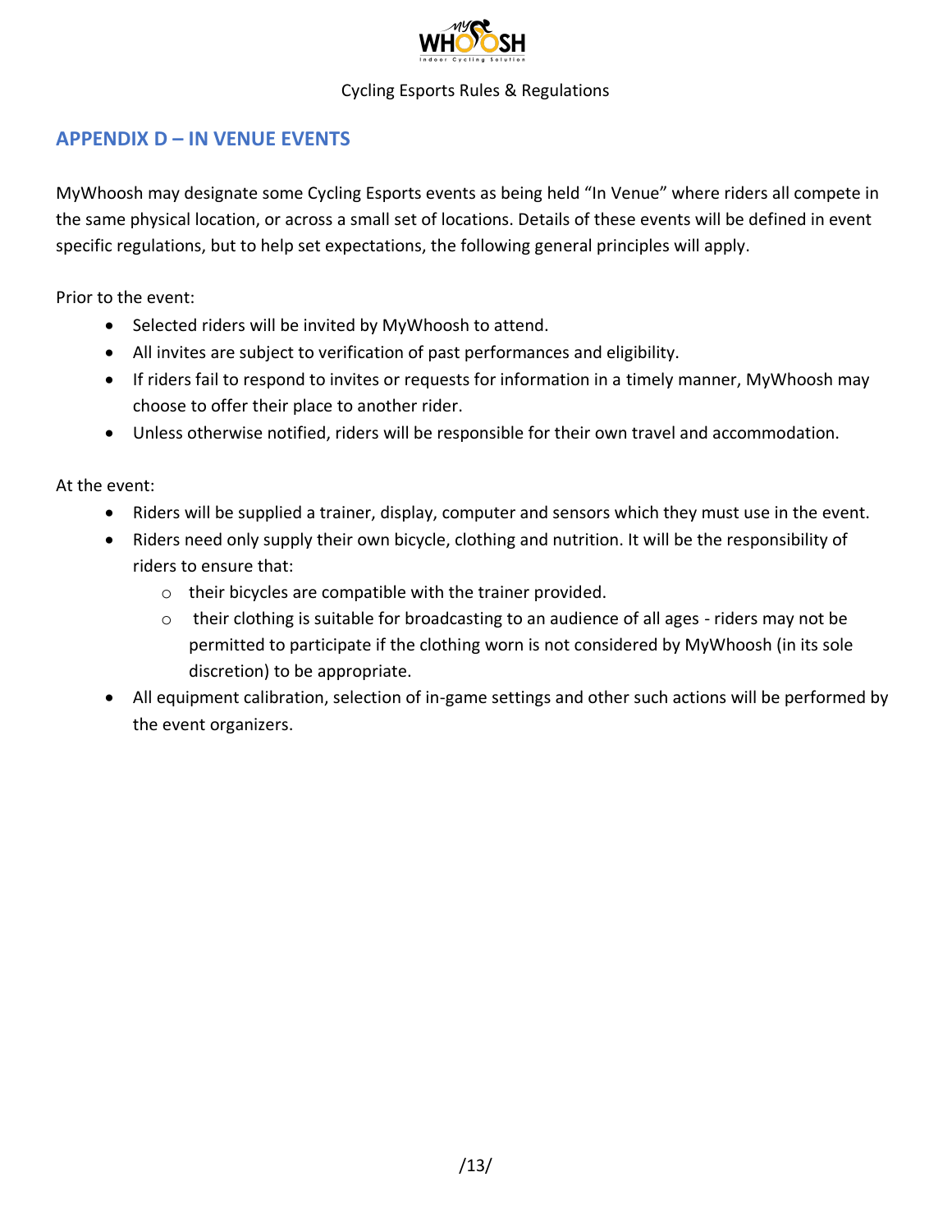## APPENDIX D – IN VENUE EVENTS

MyWhoosh may designate some Cycling Esports events as being held "In Venue" where riders all compete in the same physical location, or across a small set of locations. Details of these events will be defined in event specific regulations, but to help set expectations, the following general principles will apply.

Prior to the event:

- Selected riders will be invited by MyWhoosh to attend.
- All invites are subject to verification of past performances and eligibility.
- If riders fail to respond to invites or requests for information in a timely manner, MyWhoosh may choose to offer their place to another rider.
- Unless otherwise notified, riders will be responsible for their own travel and accommodation.

At the event:

- Riders will be supplied a trainer, display, computer and sensors which they must use in the event.
- Riders need only supply their own bicycle, clothing and nutrition. It will be the responsibility of riders to ensure that:
  - their bicycles are compatible with the trainer provided.
  - their clothing is suitable for broadcasting to an audience of all ages - riders may not be permitted to participate if the clothing worn is not considered by MyWhoosh (in its sole discretion) to be appropriate.
- All equipment calibration, selection of in-game settings and other such actions will be performed by the event organizers.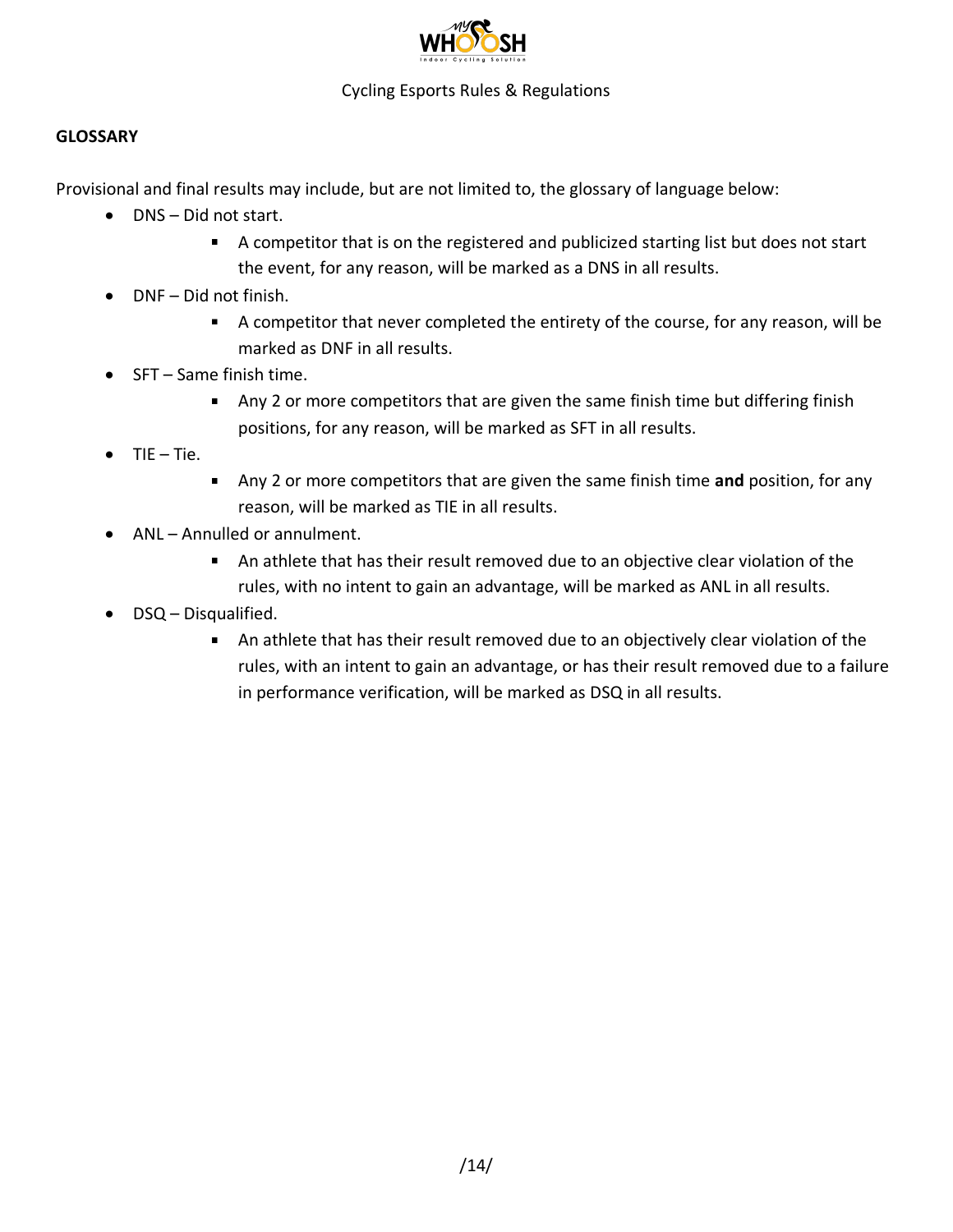## GLOSSARY

Provisional and final results may include, but are not limited to, the glossary of language below:

- DNS – Did not start.
  - A competitor that is on the registered and publicized starting list but does not start the event, for any reason, will be marked as a DNS in all results.
- DNF – Did not finish.
  - A competitor that never completed the entirety of the course, for any reason, will be marked as DNF in all results.
- SFT – Same finish time.
  - Any 2 or more competitors that are given the same finish time but differing finish positions, for any reason, will be marked as SFT in all results.
- TIE – Tie.
  - Any 2 or more competitors that are given the same finish time **and** position, for any reason, will be marked as TIE in all results.
- ANL – Annulled or annulment.
  - An athlete that has their result removed due to an objective clear violation of the rules, with no intent to gain an advantage, will be marked as ANL in all results.
- DSQ – Disqualified.
  - An athlete that has their result removed due to an objectively clear violation of the rules, with an intent to gain an advantage, or has their result removed due to a failure in performance verification, will be marked as DSQ in all results.